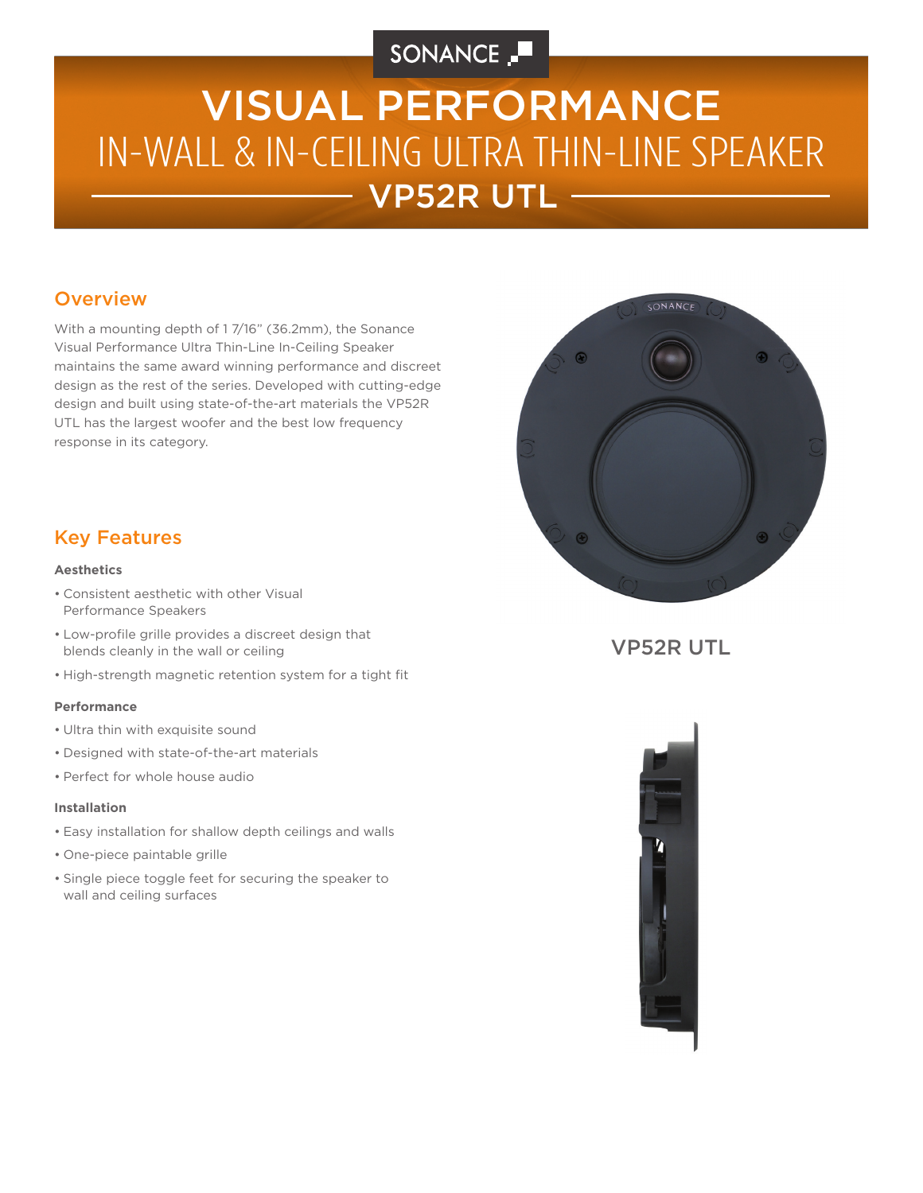SONANCE

# VISUAL PERFORMANCE

## IN-WALL & IN-CEILING ULTRA THIN-LINE SPEAKER

## VP52R UTL

### Overview

With a mounting depth of 1 7/16" (36.2mm), the Sonance Visual Performance Ultra Thin-Line In-Ceiling Speaker maintains the same award winning performance and discreet design as the rest of the series. Developed with cutting-edge design and built using state-of-the-art materials the VP52R UTL has the largest woofer and the best low frequency response in its category.

VP52R UTL

### Key Features

**Aesthetics**

- Consistent aesthetic with other Visual Performance Speakers
- Low-profile grille provides a discreet design that blends cleanly in the wall or ceiling
- High-strength magnetic retention system for a tight fit

**Performance**

- Ultra thin with exquisite sound
- Designed with state-of-the-art materials
- Perfect for whole house audio

**Installation**

- Easy installation for shallow depth ceilings and walls
- One-piece paintable grille
- Single piece toggle feet for securing the speaker to wall and ceiling surfaces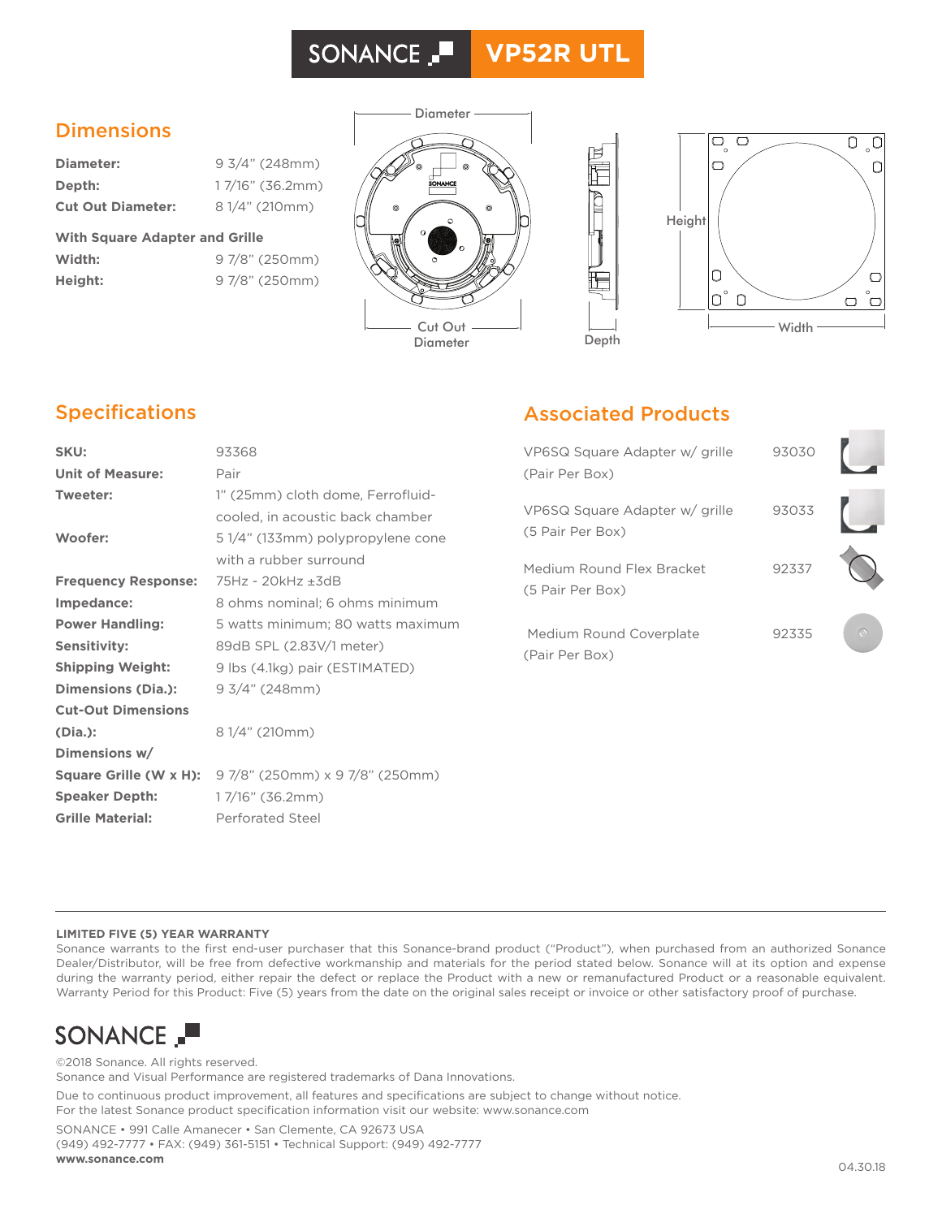SONANCE **VP52R UTL**

## Dimensions

| | |
|---|---|
| **Diameter:** | 9 3/4" (248mm) |
| **Depth:** | 1 7/16" (36.2mm) |
| **Cut Out Diameter:** | 8 1/4" (210mm) |

**With Square Adapter and Grille**

| | |
|---|---|
| **Width:** | 9 7/8" (250mm) |
| **Height:** | 9 7/8" (250mm) |

Diameter

Cut Out Diameter

Depth

Height

Width

## Specifications

| | |
|---|---|
| **SKU:** | 93368 |
| **Unit of Measure:** | Pair |
| **Tweeter:** | 1" (25mm) cloth dome, Ferrofluid-cooled, in acoustic back chamber |
| **Woofer:** | 5 1/4" (133mm) polypropylene cone with a rubber surround |
| **Frequency Response:** | 75Hz - 20kHz ±3dB |
| **Impedance:** | 8 ohms nominal; 6 ohms minimum |
| **Power Handling:** | 5 watts minimum; 80 watts maximum |
| **Sensitivity:** | 89dB SPL (2.83V/1 meter) |
| **Shipping Weight:** | 9 lbs (4.1kg) pair (ESTIMATED) |
| **Dimensions (Dia.):** | 9 3/4" (248mm) |
| **Cut-Out Dimensions (Dia.):** | 8 1/4" (210mm) |
| **Dimensions w/ Square Grille (W x H):** | 9 7/8" (250mm) x 9 7/8" (250mm) |
| **Speaker Depth:** | 1 7/16" (36.2mm) |
| **Grille Material:** | Perforated Steel |

## Associated Products

| | |
|---|---|
| VP6SQ Square Adapter w/ grille (Pair Per Box) | 93030 |
| VP6SQ Square Adapter w/ grille (5 Pair Per Box) | 93033 |
| Medium Round Flex Bracket (5 Pair Per Box) | 92337 |
| Medium Round Coverplate (Pair Per Box) | 92335 |

**LIMITED FIVE (5) YEAR WARRANTY**

Sonance warrants to the first end-user purchaser that this Sonance-brand product ("Product"), when purchased from an authorized Sonance Dealer/Distributor, will be free from defective workmanship and materials for the period stated below. Sonance will at its option and expense during the warranty period, either repair the defect or replace the Product with a new or remanufactured Product or a reasonable equivalent. Warranty Period for this Product: Five (5) years from the date on the original sales receipt or invoice or other satisfactory proof of purchase.

SONANCE

©2018 Sonance. All rights reserved.
Sonance and Visual Performance are registered trademarks of Dana Innovations.

Due to continuous product improvement, all features and specifications are subject to change without notice.
For the latest Sonance product specification information visit our website: www.sonance.com

SONANCE • 991 Calle Amanecer • San Clemente, CA 92673 USA
(949) 492-7777 • FAX: (949) 361-5151 • Technical Support: (949) 492-7777
**www.sonance.com**

04.30.18